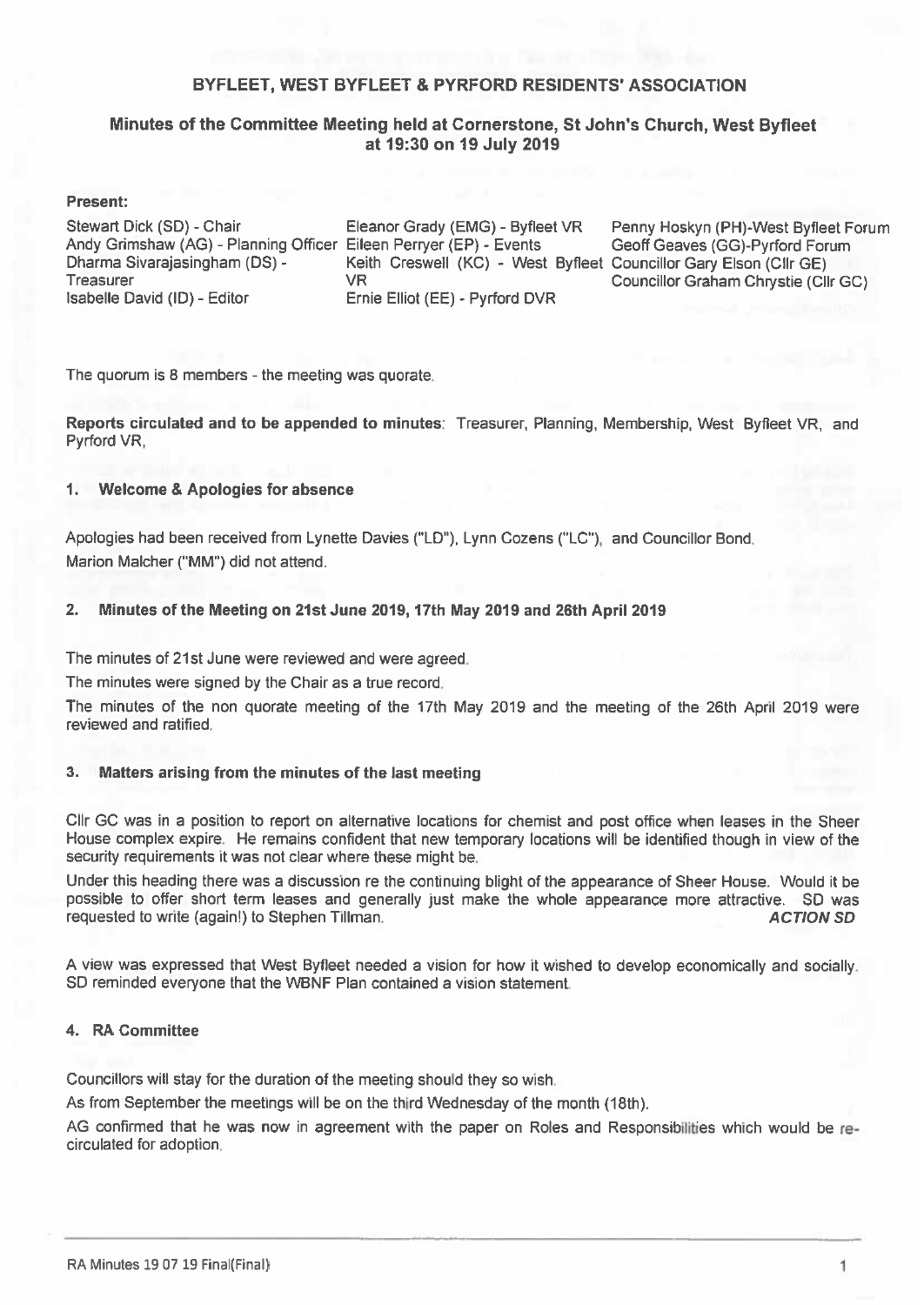## BYFLEET, WEST BYFLEET & PYRFORD RESIDENTS' ASSOCIATION

### Minutes of the Committee Meeting held at Cornerstone, St John's Church, West Byfleet at 19:30 on 19 July 2019

**Present:**

Stewart Dick (SD) - Chair
Andy Grimshaw (AG) - Planning Officer
Dharma Sivarajasingham (DS) - Treasurer
Isabelle David (ID) - Editor
Eleanor Grady (EMG) - Byfleet VR
Eileen Perryer (EP) - Events
Keith Creswell (KC) - West Byfleet VR
Ernie Elliot (EE) - Pyrford DVR
Penny Hoskyn (PH)-West Byfleet Forum
Geoff Geaves (GG)-Pyrford Forum
Councillor Gary Elson (Cllr GE)
Councillor Graham Chrystie (Cllr GC)

The quorum is 8 members - the meeting was quorate.

**Reports circulated and to be appended to minutes**: Treasurer, Planning, Membership, West Byfleet VR, and Pyrford VR,

#### 1. Welcome & Apologies for absence

Apologies had been received from Lynette Davies ("LD"), Lynn Cozens ("LC"), and Councillor Bond.
Marion Malcher ("MM") did not attend.

#### 2. Minutes of the Meeting on 21st June 2019, 17th May 2019 and 26th April 2019

The minutes of 21st June were reviewed and were agreed.

The minutes were signed by the Chair as a true record.

The minutes of the non quorate meeting of the 17th May 2019 and the meeting of the 26th April 2019 were reviewed and ratified.

#### 3. Matters arising from the minutes of the last meeting

Cllr GC was in a position to report on alternative locations for chemist and post office when leases in the Sheer House complex expire. He remains confident that new temporary locations will be identified though in view of the security requirements it was not clear where these might be.

Under this heading there was a discussion re the continuing blight of the appearance of Sheer House. Would it be possible to offer short term leases and generally just make the whole appearance more attractive. SD was requested to write (again!) to Stephen Tillman. ***ACTION SD***

A view was expressed that West Byfleet needed a vision for how it wished to develop economically and socially. SD reminded everyone that the WBNF Plan contained a vision statement.

#### 4. RA Committee

Councillors will stay for the duration of the meeting should they so wish.

As from September the meetings will be on the third Wednesday of the month (18th).

AG confirmed that he was now in agreement with the paper on Roles and Responsibilities which would be re-circulated for adoption.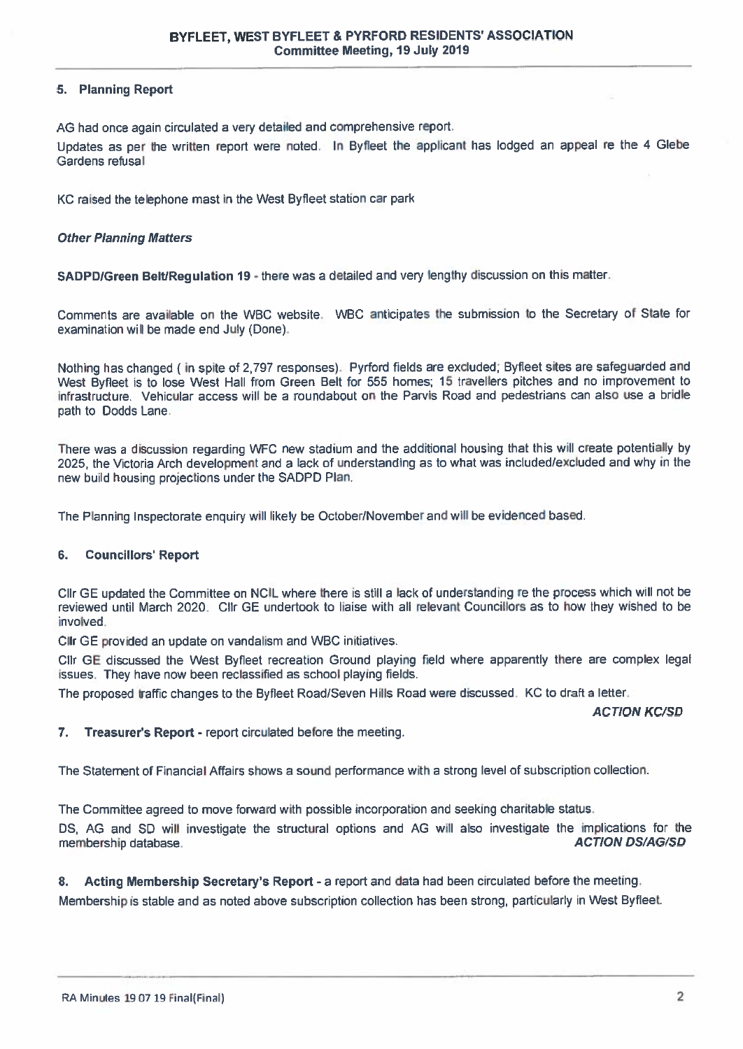## 5. Planning Report

AG had once again circulated a very detailed and comprehensive report.

Updates as per the written report were noted. In Byfleet the applicant has lodged an appeal re the 4 Glebe Gardens refusal

KC raised the telephone mast in the West Byfleet station car park

***Other Planning Matters***

**SADPD/Green Belt/Regulation 19** - there was a detailed and very lengthy discussion on this matter.

Comments are available on the WBC website. WBC anticipates the submission to the Secretary of State for examination will be made end July (Done).

Nothing has changed ( in spite of 2,797 responses). Pyrford fields are excluded; Byfleet sites are safeguarded and West Byfleet is to lose West Hall from Green Belt for 555 homes; 15 travellers pitches and no improvement to infrastructure. Vehicular access will be a roundabout on the Parvis Road and pedestrians can also use a bridle path to Dodds Lane.

There was a discussion regarding WFC new stadium and the additional housing that this will create potentially by 2025, the Victoria Arch development and a lack of understanding as to what was included/excluded and why in the new build housing projections under the SADPD Plan.

The Planning Inspectorate enquiry will likely be October/November and will be evidenced based.

## 6. Councillors' Report

Cllr GE updated the Committee on NCIL where there is still a lack of understanding re the process which will not be reviewed until March 2020. Cllr GE undertook to liaise with all relevant Councillors as to how they wished to be involved.

Cllr GE provided an update on vandalism and WBC initiatives.

Cllr GE discussed the West Byfleet recreation Ground playing field where apparently there are complex legal issues. They have now been reclassified as school playing fields.

The proposed traffic changes to the Byfleet Road/Seven Hills Road were discussed. KC to draft a letter.

***ACTION KC/SD***

## 7. Treasurer's Report - report circulated before the meeting.

The Statement of Financial Affairs shows a sound performance with a strong level of subscription collection.

The Committee agreed to move forward with possible incorporation and seeking charitable status.

DS, AG and SD will investigate the structural options and AG will also investigate the implications for the membership database. ***ACTION DS/AG/SD***

## 8. Acting Membership Secretary's Report - a report and data had been circulated before the meeting.

Membership is stable and as noted above subscription collection has been strong, particularly in West Byfleet.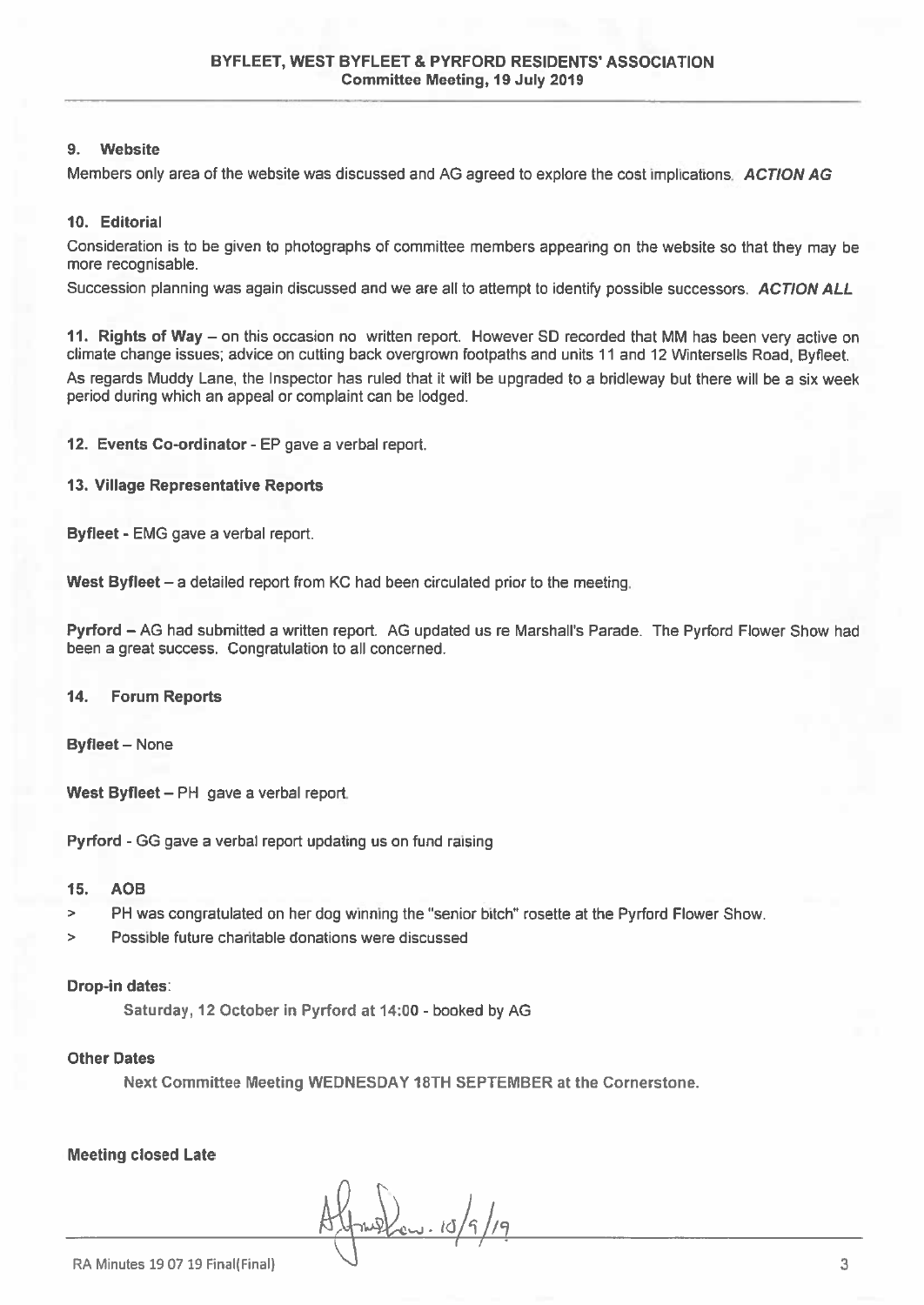## 9. Website

Members only area of the website was discussed and AG agreed to explore the cost implications. ***ACTION AG***

## 10. Editorial

Consideration is to be given to photographs of committee members appearing on the website so that they may be more recognisable.

Succession planning was again discussed and we are all to attempt to identify possible successors. ***ACTION ALL***

**11. Rights of Way** – on this occasion no written report. However SD recorded that MM has been very active on climate change issues; advice on cutting back overgrown footpaths and units 11 and 12 Wintersells Road, Byfleet.

As regards Muddy Lane, the Inspector has ruled that it will be upgraded to a bridleway but there will be a six week period during which an appeal or complaint can be lodged.

**12. Events Co-ordinator** - EP gave a verbal report.

## 13. Village Representative Reports

**Byfleet** - EMG gave a verbal report.

**West Byfleet** – a detailed report from KC had been circulated prior to the meeting.

**Pyrford** – AG had submitted a written report. AG updated us re Marshall's Parade. The Pyrford Flower Show had been a great success. Congratulation to all concerned.

## 14. Forum Reports

**Byfleet** – None

**West Byfleet** – PH gave a verbal report.

**Pyrford** - GG gave a verbal report updating us on fund raising

## 15. AOB

- PH was congratulated on her dog winning the "senior bitch" rosette at the Pyrford Flower Show.
- Possible future charitable donations were discussed

**Drop-in dates**:

Saturday, 12 October in Pyrford at 14:00 - booked by AG

**Other Dates**

Next Committee Meeting WEDNESDAY 18TH SEPTEMBER at the Cornerstone.

**Meeting closed Late**

[Signature] 18/9/19

RA Minutes 19 07 19 Final(Final)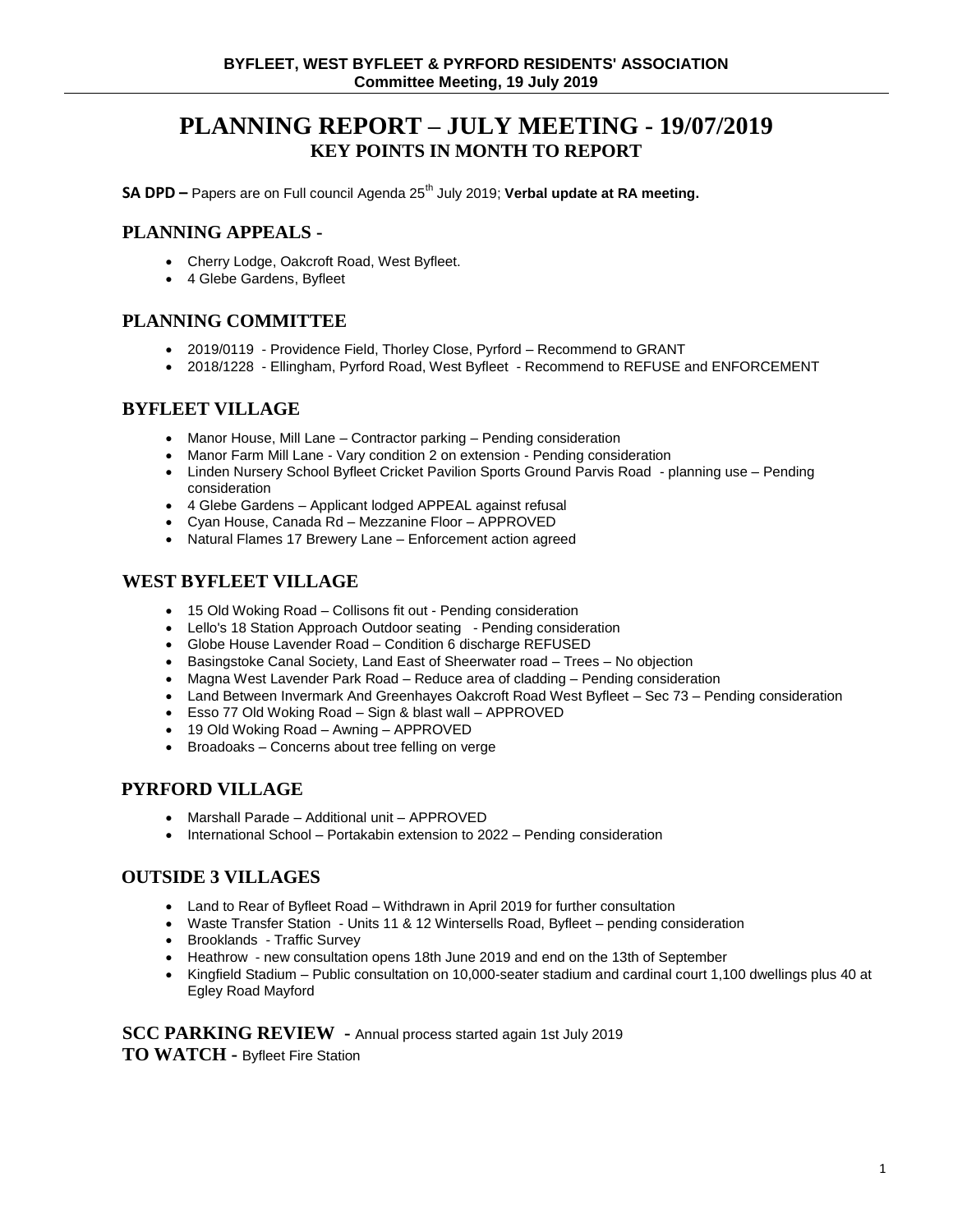**BYFLEET, WEST BYFLEET & PYRFORD RESIDENTS' ASSOCIATION**
**Committee Meeting, 19 July 2019**

# PLANNING REPORT – JULY MEETING - 19/07/2019

## KEY POINTS IN MONTH TO REPORT

**SA DPD –** Papers are on Full council Agenda 25th July 2019; **Verbal update at RA meeting.**

## PLANNING APPEALS -

- Cherry Lodge, Oakcroft Road, West Byfleet.
- 4 Glebe Gardens, Byfleet

## PLANNING COMMITTEE

- 2019/0119 - Providence Field, Thorley Close, Pyrford – Recommend to GRANT
- 2018/1228 - Ellingham, Pyrford Road, West Byfleet - Recommend to REFUSE and ENFORCEMENT

## BYFLEET VILLAGE

- Manor House, Mill Lane – Contractor parking – Pending consideration
- Manor Farm Mill Lane - Vary condition 2 on extension - Pending consideration
- Linden Nursery School Byfleet Cricket Pavilion Sports Ground Parvis Road - planning use – Pending consideration
- 4 Glebe Gardens – Applicant lodged APPEAL against refusal
- Cyan House, Canada Rd – Mezzanine Floor – APPROVED
- Natural Flames 17 Brewery Lane – Enforcement action agreed

## WEST BYFLEET VILLAGE

- 15 Old Woking Road – Collisons fit out - Pending consideration
- Lello's 18 Station Approach Outdoor seating - Pending consideration
- Globe House Lavender Road – Condition 6 discharge REFUSED
- Basingstoke Canal Society, Land East of Sheerwater road – Trees – No objection
- Magna West Lavender Park Road – Reduce area of cladding – Pending consideration
- Land Between Invermark And Greenhayes Oakcroft Road West Byfleet – Sec 73 – Pending consideration
- Esso 77 Old Woking Road – Sign & blast wall – APPROVED
- 19 Old Woking Road – Awning – APPROVED
- Broadoaks – Concerns about tree felling on verge

## PYRFORD VILLAGE

- Marshall Parade – Additional unit – APPROVED
- International School – Portakabin extension to 2022 – Pending consideration

## OUTSIDE 3 VILLAGES

- Land to Rear of Byfleet Road – Withdrawn in April 2019 for further consultation
- Waste Transfer Station - Units 11 & 12 Wintersells Road, Byfleet – pending consideration
- Brooklands - Traffic Survey
- Heathrow - new consultation opens 18th June 2019 and end on the 13th of September
- Kingfield Stadium – Public consultation on 10,000-seater stadium and cardinal court 1,100 dwellings plus 40 at Egley Road Mayford

**SCC PARKING REVIEW -** Annual process started again 1st July 2019

**TO WATCH -** Byfleet Fire Station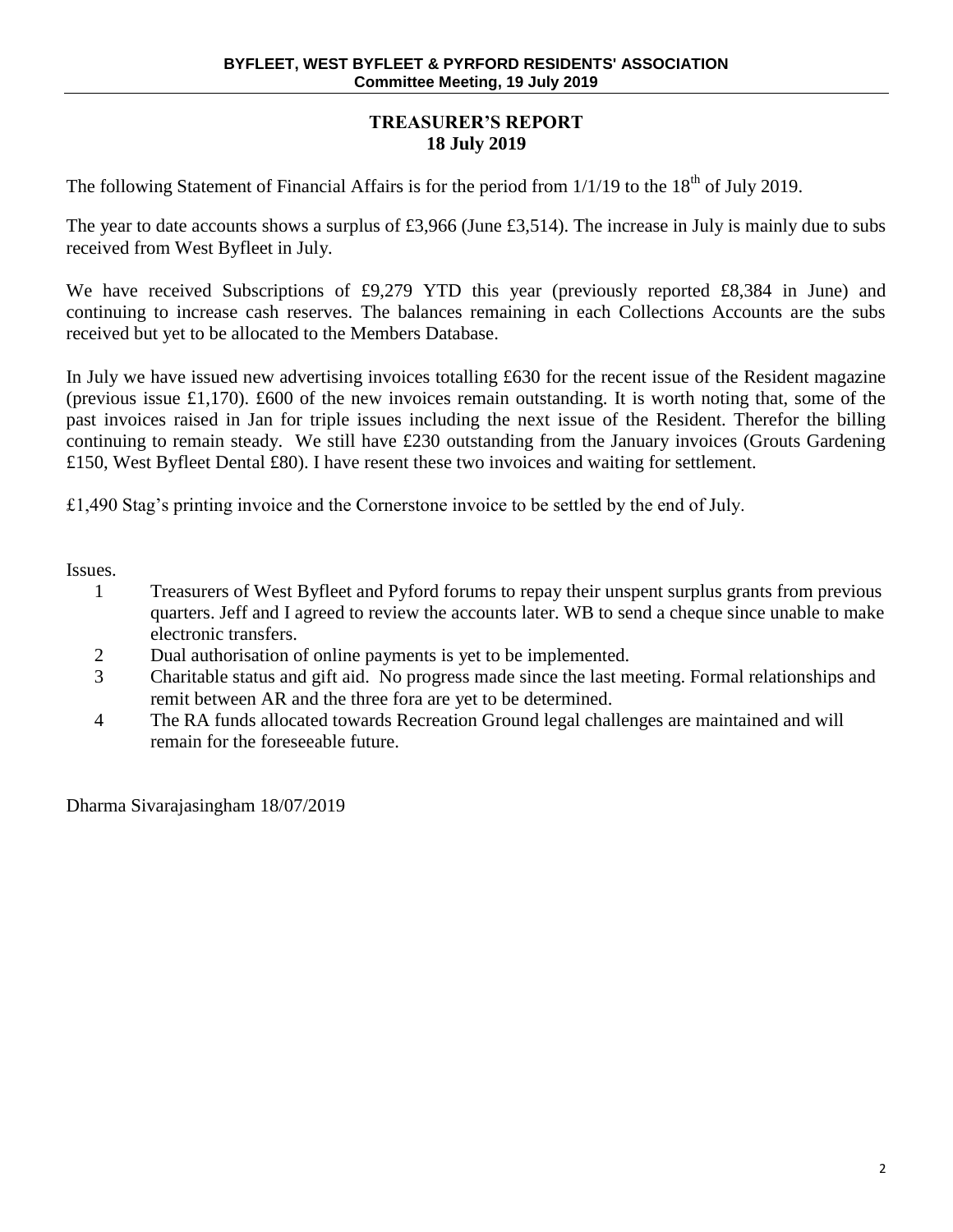## TREASURER'S REPORT
## 18 July 2019

The following Statement of Financial Affairs is for the period from 1/1/19 to the 18th of July 2019.

The year to date accounts shows a surplus of £3,966 (June £3,514). The increase in July is mainly due to subs received from West Byfleet in July.

We have received Subscriptions of £9,279 YTD this year (previously reported £8,384 in June) and continuing to increase cash reserves. The balances remaining in each Collections Accounts are the subs received but yet to be allocated to the Members Database.

In July we have issued new advertising invoices totalling £630 for the recent issue of the Resident magazine (previous issue £1,170). £600 of the new invoices remain outstanding. It is worth noting that, some of the past invoices raised in Jan for triple issues including the next issue of the Resident. Therefor the billing continuing to remain steady. We still have £230 outstanding from the January invoices (Grouts Gardening £150, West Byfleet Dental £80). I have resent these two invoices and waiting for settlement.

£1,490 Stag's printing invoice and the Cornerstone invoice to be settled by the end of July.

Issues.

1. Treasurers of West Byfleet and Pyford forums to repay their unspent surplus grants from previous quarters. Jeff and I agreed to review the accounts later. WB to send a cheque since unable to make electronic transfers.
2. Dual authorisation of online payments is yet to be implemented.
3. Charitable status and gift aid. No progress made since the last meeting. Formal relationships and remit between AR and the three fora are yet to be determined.
4. The RA funds allocated towards Recreation Ground legal challenges are maintained and will remain for the foreseeable future.

Dharma Sivarajasingham 18/07/2019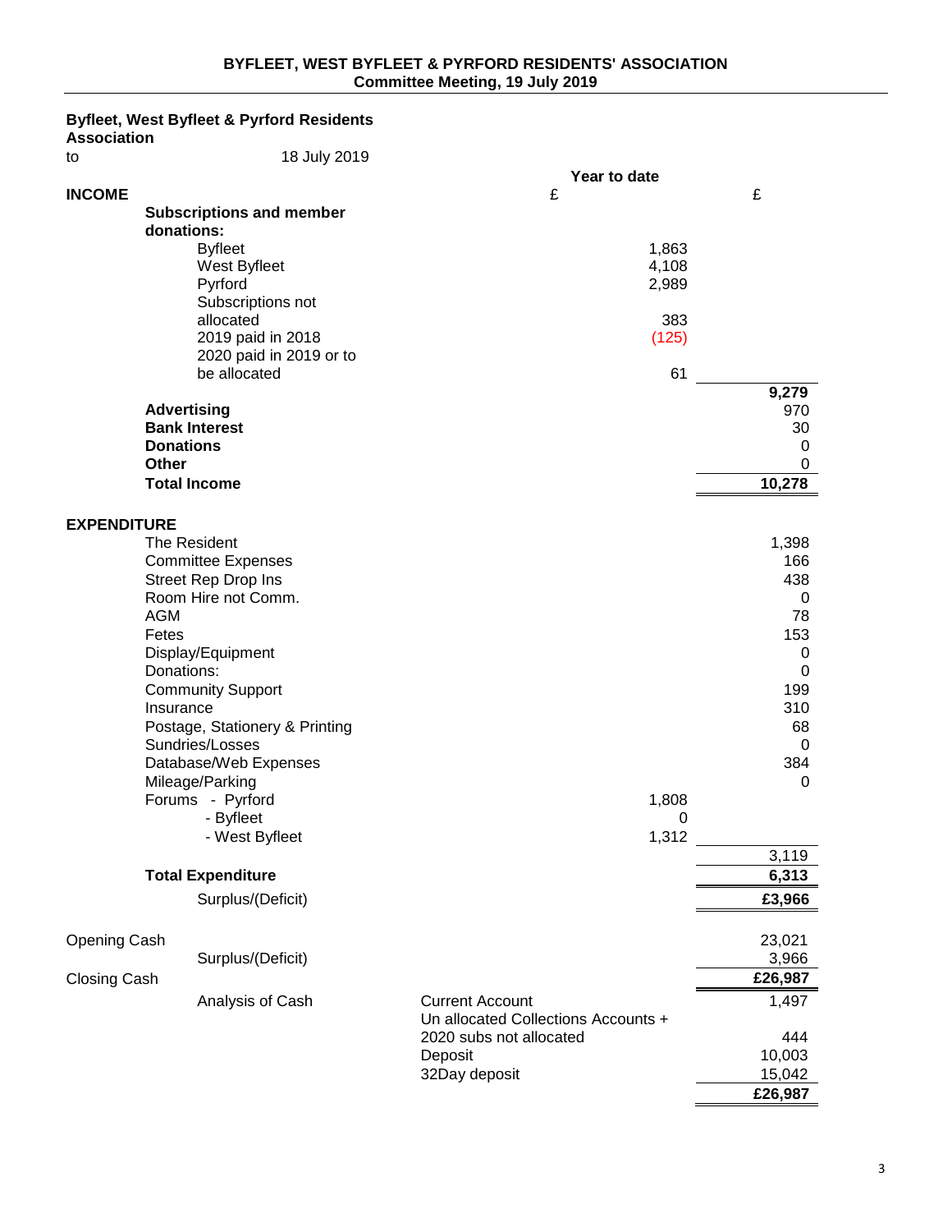**BYFLEET, WEST BYFLEET & PYRFORD RESIDENTS' ASSOCIATION**
**Committee Meeting, 19 July 2019**

**Byfleet, West Byfleet & Pyrford Residents Association**

to 18 July 2019

| | | Year to date £ | £ |
|---|---|---|---|
| **INCOME** | | | |
| | **Subscriptions and member donations:** | | |
| | Byfleet | 1,863 | |
| | West Byfleet | 4,108 | |
| | Pyrford | 2,989 | |
| | Subscriptions not allocated | 383 | |
| | 2019 paid in 2018 | (125) | |
| | 2020 paid in 2019 or to be allocated | 61 | |
| | | | **9,279** |
| | **Advertising** | | 970 |
| | **Bank Interest** | | 30 |
| | **Donations** | | 0 |
| | **Other** | | 0 |
| | **Total Income** | | **10,278** |
| **EXPENDITURE** | | | |
| | The Resident | | 1,398 |
| | Committee Expenses | | 166 |
| | Street Rep Drop Ins | | 438 |
| | Room Hire not Comm. | | 0 |
| | AGM | | 78 |
| | Fetes | | 153 |
| | Display/Equipment | | 0 |
| | Donations: | | 0 |
| | Community Support | | 199 |
| | Insurance | | 310 |
| | Postage, Stationery & Printing | | 68 |
| | Sundries/Losses | | 0 |
| | Database/Web Expenses | | 384 |
| | Mileage/Parking | | 0 |
| | Forums - Pyrford | 1,808 | |
| | - Byfleet | 0 | |
| | - West Byfleet | 1,312 | |
| | | | 3,119 |
| | **Total Expenditure** | | **6,313** |
| | Surplus/(Deficit) | | **£3,966** |
| Opening Cash | | | 23,021 |
| | Surplus/(Deficit) | | 3,966 |
| Closing Cash | | | **£26,987** |
| | Analysis of Cash | Current Account | 1,497 |
| | | Un allocated Collections Accounts + 2020 subs not allocated | 444 |
| | | Deposit | 10,003 |
| | | 32Day deposit | 15,042 |
| | | | **£26,987** |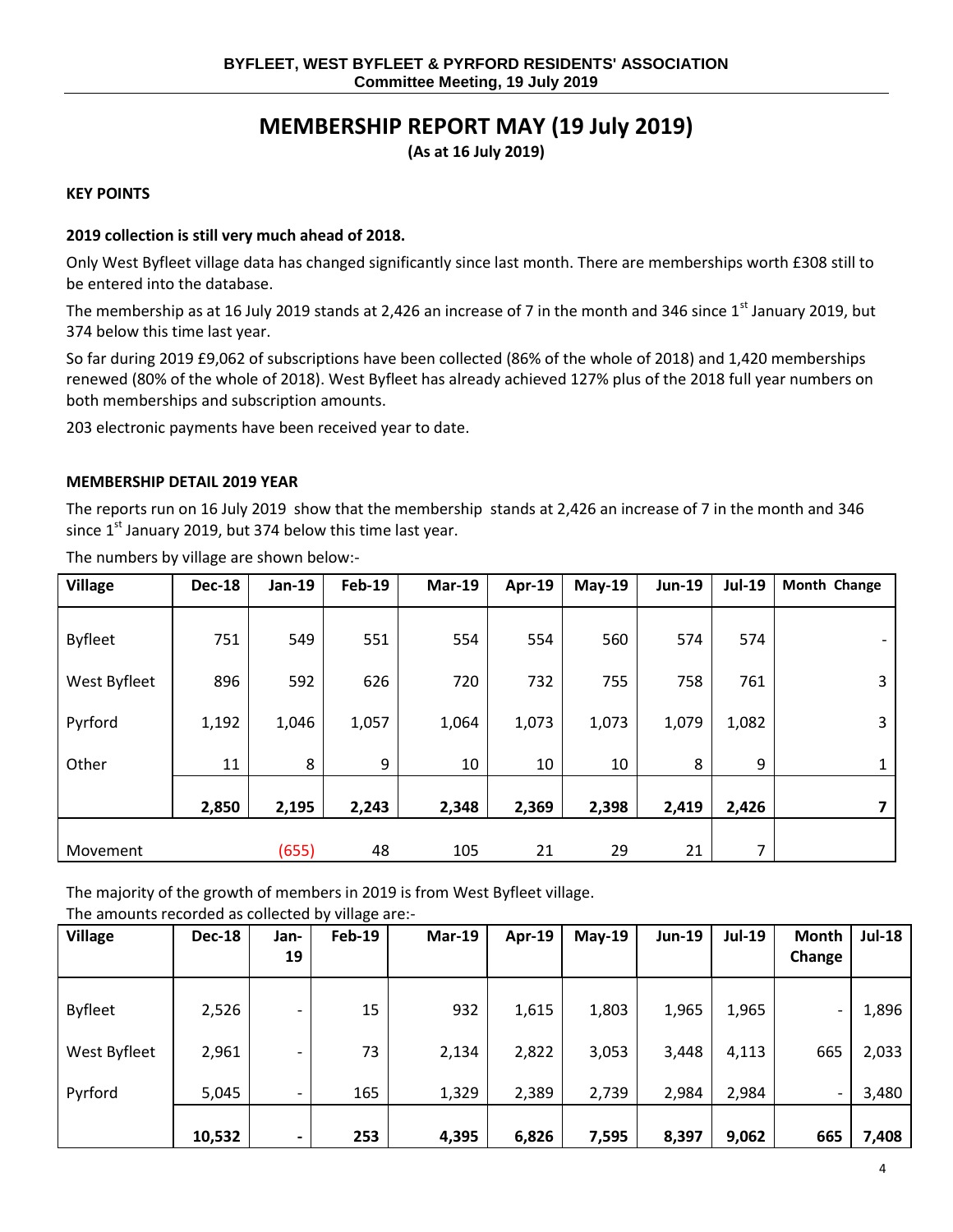BYFLEET, WEST BYFLEET & PYRFORD RESIDENTS' ASSOCIATION
Committee Meeting, 19 July 2019

# MEMBERSHIP REPORT MAY (19 July 2019)

**(As at 16 July 2019)**

**KEY POINTS**

**2019 collection is still very much ahead of 2018.**

Only West Byfleet village data has changed significantly since last month. There are memberships worth £308 still to be entered into the database.

The membership as at 16 July 2019 stands at 2,426 an increase of 7 in the month and 346 since 1st January 2019, but 374 below this time last year.

So far during 2019 £9,062 of subscriptions have been collected (86% of the whole of 2018) and 1,420 memberships renewed (80% of the whole of 2018). West Byfleet has already achieved 127% plus of the 2018 full year numbers on both memberships and subscription amounts.

203 electronic payments have been received year to date.

**MEMBERSHIP DETAIL 2019 YEAR**

The reports run on 16 July 2019 show that the membership stands at 2,426 an increase of 7 in the month and 346 since 1st January 2019, but 374 below this time last year.

The numbers by village are shown below:-

| Village | Dec-18 | Jan-19 | Feb-19 | Mar-19 | Apr-19 | May-19 | Jun-19 | Jul-19 | Month Change |
|---|---|---|---|---|---|---|---|---|---|
| Byfleet | 751 | 549 | 551 | 554 | 554 | 560 | 574 | 574 | - |
| West Byfleet | 896 | 592 | 626 | 720 | 732 | 755 | 758 | 761 | 3 |
| Pyrford | 1,192 | 1,046 | 1,057 | 1,064 | 1,073 | 1,073 | 1,079 | 1,082 | 3 |
| Other | 11 | 8 | 9 | 10 | 10 | 10 | 8 | 9 | 1 |
| | **2,850** | **2,195** | **2,243** | **2,348** | **2,369** | **2,398** | **2,419** | **2,426** | **7** |
| Movement | | (655) | 48 | 105 | 21 | 29 | 21 | 7 | |

The majority of the growth of members in 2019 is from West Byfleet village.

The amounts recorded as collected by village are:-

| Village | Dec-18 | Jan-19 | Feb-19 | Mar-19 | Apr-19 | May-19 | Jun-19 | Jul-19 | Month Change | Jul-18 |
|---|---|---|---|---|---|---|---|---|---|---|
| Byfleet | 2,526 | - | 15 | 932 | 1,615 | 1,803 | 1,965 | 1,965 | - | 1,896 |
| West Byfleet | 2,961 | - | 73 | 2,134 | 2,822 | 3,053 | 3,448 | 4,113 | 665 | 2,033 |
| Pyrford | 5,045 | - | 165 | 1,329 | 2,389 | 2,739 | 2,984 | 2,984 | - | 3,480 |
| | **10,532** | **-** | **253** | **4,395** | **6,826** | **7,595** | **8,397** | **9,062** | **665** | **7,408** |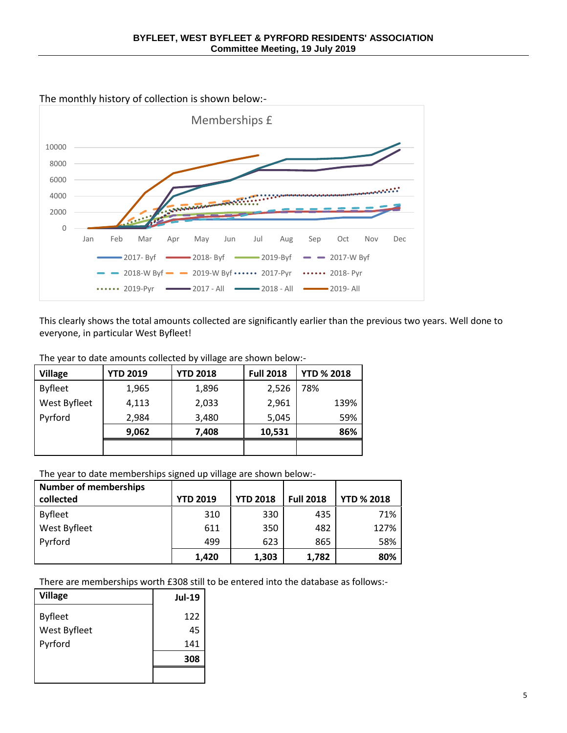The monthly history of collection is shown below:-

This clearly shows the total amounts collected are significantly earlier than the previous two years. Well done to everyone, in particular West Byfleet!

The year to date amounts collected by village are shown below:-

| Village | YTD 2019 | YTD 2018 | Full 2018 | YTD % 2018 |
|---|---|---|---|---|
| Byfleet | 1,965 | 1,896 | 2,526 | 78% |
| West Byfleet | 4,113 | 2,033 | 2,961 | 139% |
| Pyrford | 2,984 | 3,480 | 5,045 | 59% |
| | **9,062** | **7,408** | **10,531** | **86%** |

The year to date memberships signed up village are shown below:-

| Number of memberships collected | YTD 2019 | YTD 2018 | Full 2018 | YTD % 2018 |
|---|---|---|---|---|
| Byfleet | 310 | 330 | 435 | 71% |
| West Byfleet | 611 | 350 | 482 | 127% |
| Pyrford | 499 | 623 | 865 | 58% |
| | **1,420** | **1,303** | **1,782** | **80%** |

There are memberships worth £308 still to be entered into the database as follows:-

| Village | Jul-19 |
|---|---|
| Byfleet | 122 |
| West Byfleet | 45 |
| Pyrford | 141 |
| | **308** |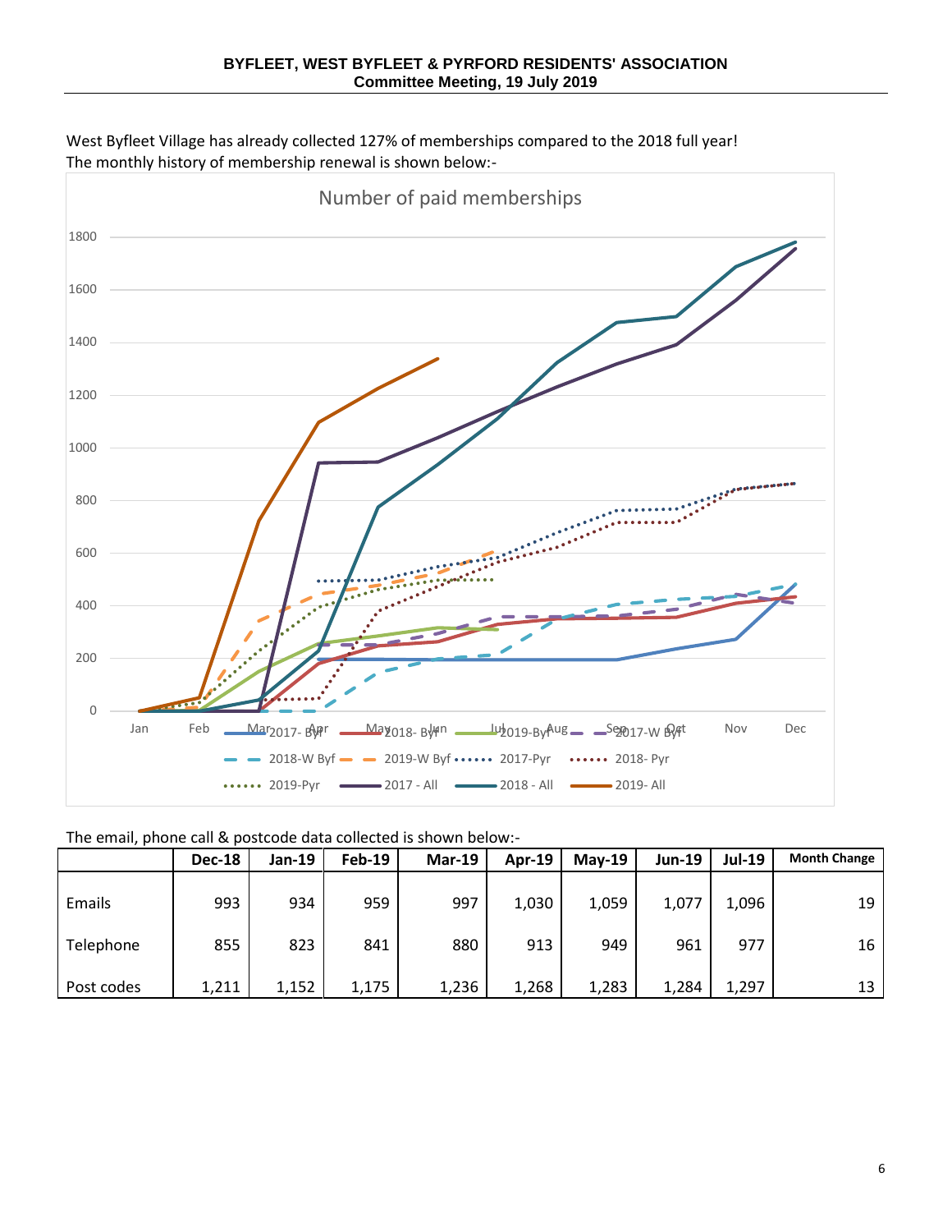**BYFLEET, WEST BYFLEET & PYRFORD RESIDENTS' ASSOCIATION**
**Committee Meeting, 19 July 2019**

West Byfleet Village has already collected 127% of memberships compared to the 2018 full year!
The monthly history of membership renewal is shown below:-

Number of paid memberships

The email, phone call & postcode data collected is shown below:-

| | Dec-18 | Jan-19 | Feb-19 | Mar-19 | Apr-19 | May-19 | Jun-19 | Jul-19 | Month Change |
|---|---|---|---|---|---|---|---|---|---|
| Emails | 993 | 934 | 959 | 997 | 1,030 | 1,059 | 1,077 | 1,096 | 19 |
| Telephone | 855 | 823 | 841 | 880 | 913 | 949 | 961 | 977 | 16 |
| Post codes | 1,211 | 1,152 | 1,175 | 1,236 | 1,268 | 1,283 | 1,284 | 1,297 | 13 |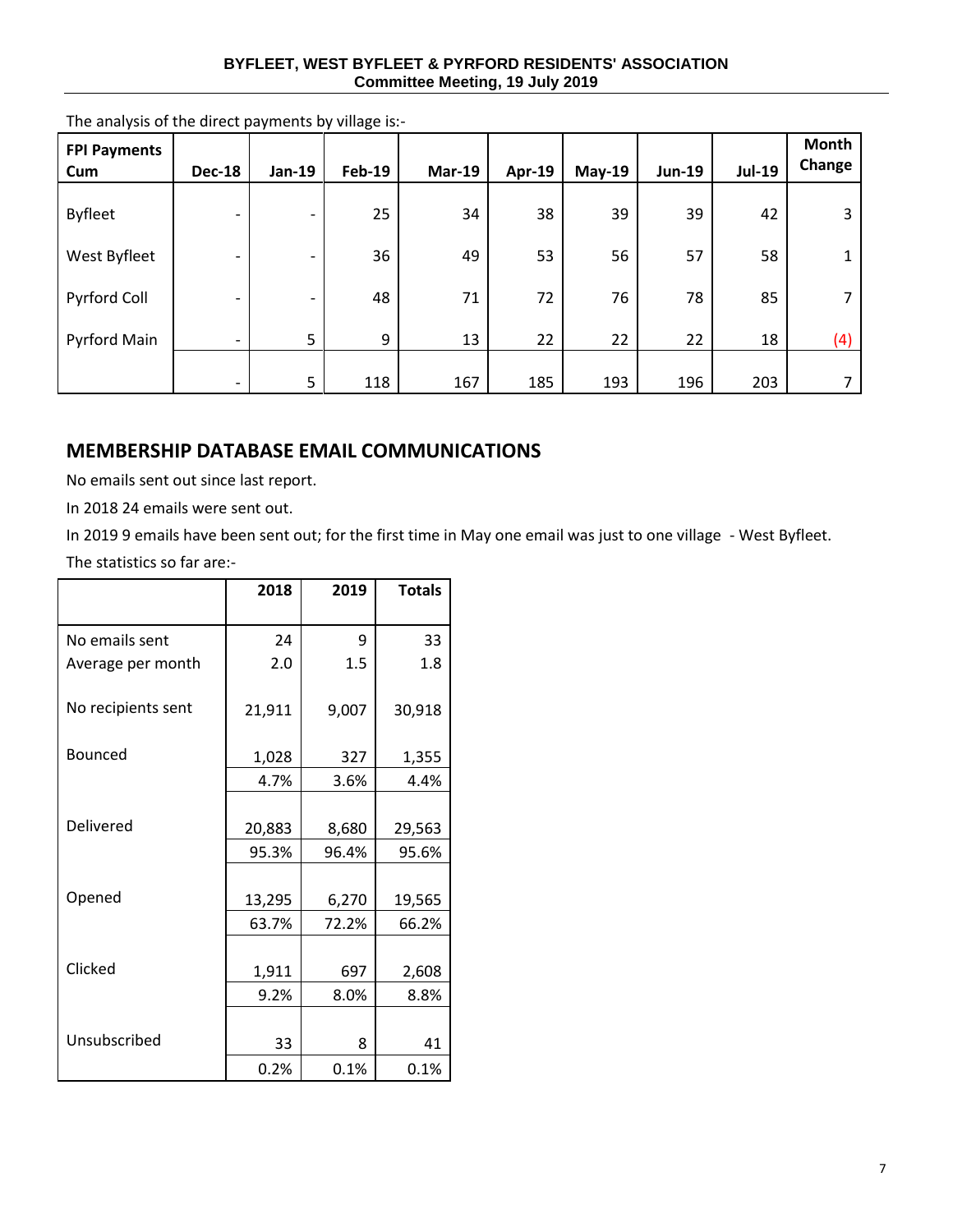The analysis of the direct payments by village is:-

| FPI Payments Cum | Dec-18 | Jan-19 | Feb-19 | Mar-19 | Apr-19 | May-19 | Jun-19 | Jul-19 | Month Change |
|---|---|---|---|---|---|---|---|---|---|
| Byfleet | - | - | 25 | 34 | 38 | 39 | 39 | 42 | 3 |
| West Byfleet | - | - | 36 | 49 | 53 | 56 | 57 | 58 | 1 |
| Pyrford Coll | - | - | 48 | 71 | 72 | 76 | 78 | 85 | 7 |
| Pyrford Main | - | 5 | 9 | 13 | 22 | 22 | 22 | 18 | (4) |
| | - | 5 | 118 | 167 | 185 | 193 | 196 | 203 | 7 |

## MEMBERSHIP DATABASE EMAIL COMMUNICATIONS

No emails sent out since last report.

In 2018 24 emails were sent out.

In 2019 9 emails have been sent out; for the first time in May one email was just to one village - West Byfleet.

The statistics so far are:-

| | 2018 | 2019 | Totals |
|---|---|---|---|
| No emails sent | 24 | 9 | 33 |
| Average per month | 2.0 | 1.5 | 1.8 |
| No recipients sent | 21,911 | 9,007 | 30,918 |
| Bounced | 1,028 | 327 | 1,355 |
| | 4.7% | 3.6% | 4.4% |
| Delivered | 20,883 | 8,680 | 29,563 |
| | 95.3% | 96.4% | 95.6% |
| Opened | 13,295 | 6,270 | 19,565 |
| | 63.7% | 72.2% | 66.2% |
| Clicked | 1,911 | 697 | 2,608 |
| | 9.2% | 8.0% | 8.8% |
| Unsubscribed | 33 | 8 | 41 |
| | 0.2% | 0.1% | 0.1% |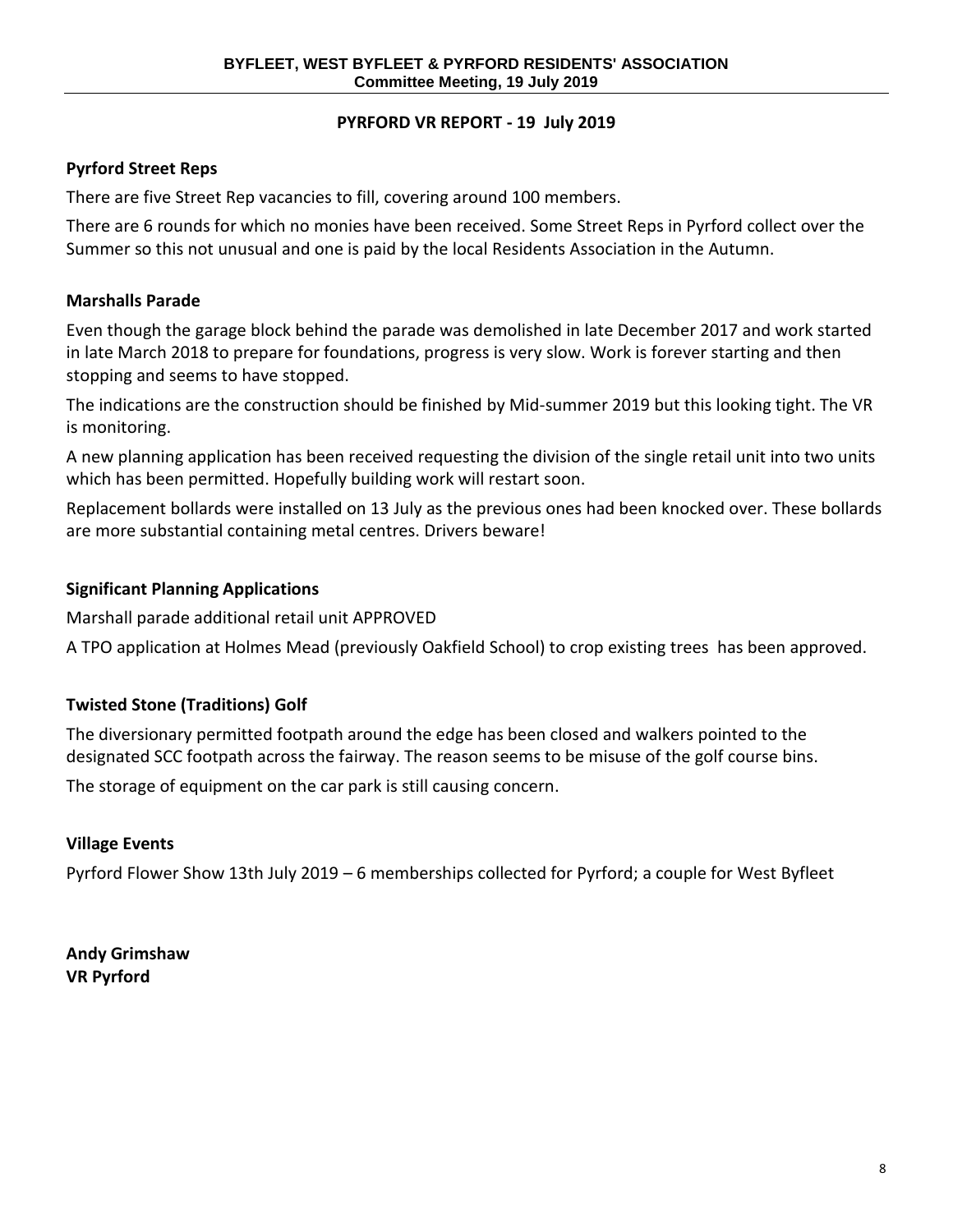# PYRFORD VR REPORT - 19 July 2019

## Pyrford Street Reps

There are five Street Rep vacancies to fill, covering around 100 members.

There are 6 rounds for which no monies have been received. Some Street Reps in Pyrford collect over the Summer so this not unusual and one is paid by the local Residents Association in the Autumn.

## Marshalls Parade

Even though the garage block behind the parade was demolished in late December 2017 and work started in late March 2018 to prepare for foundations, progress is very slow. Work is forever starting and then stopping and seems to have stopped.

The indications are the construction should be finished by Mid-summer 2019 but this looking tight. The VR is monitoring.

A new planning application has been received requesting the division of the single retail unit into two units which has been permitted. Hopefully building work will restart soon.

Replacement bollards were installed on 13 July as the previous ones had been knocked over. These bollards are more substantial containing metal centres. Drivers beware!

## Significant Planning Applications

Marshall parade additional retail unit APPROVED

A TPO application at Holmes Mead (previously Oakfield School) to crop existing trees has been approved.

## Twisted Stone (Traditions) Golf

The diversionary permitted footpath around the edge has been closed and walkers pointed to the designated SCC footpath across the fairway. The reason seems to be misuse of the golf course bins.

The storage of equipment on the car park is still causing concern.

## Village Events

Pyrford Flower Show 13th July 2019 – 6 memberships collected for Pyrford; a couple for West Byfleet

**Andy Grimshaw**
**VR Pyrford**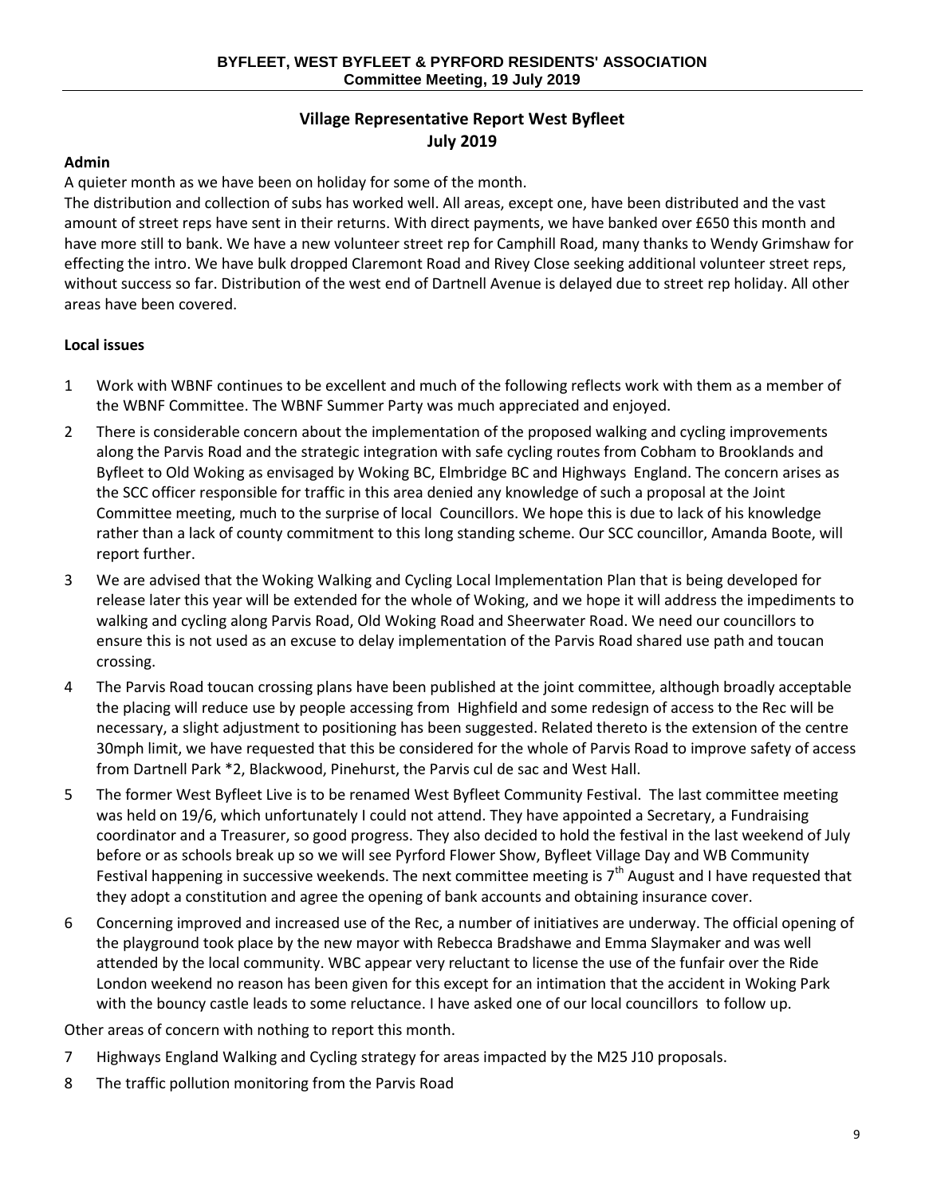## Village Representative Report West Byfleet
## July 2019

**Admin**

A quieter month as we have been on holiday for some of the month.

The distribution and collection of subs has worked well. All areas, except one, have been distributed and the vast amount of street reps have sent in their returns. With direct payments, we have banked over £650 this month and have more still to bank. We have a new volunteer street rep for Camphill Road, many thanks to Wendy Grimshaw for effecting the intro. We have bulk dropped Claremont Road and Rivey Close seeking additional volunteer street reps, without success so far. Distribution of the west end of Dartnell Avenue is delayed due to street rep holiday. All other areas have been covered.

**Local issues**

1. Work with WBNF continues to be excellent and much of the following reflects work with them as a member of the WBNF Committee. The WBNF Summer Party was much appreciated and enjoyed.
2. There is considerable concern about the implementation of the proposed walking and cycling improvements along the Parvis Road and the strategic integration with safe cycling routes from Cobham to Brooklands and Byfleet to Old Woking as envisaged by Woking BC, Elmbridge BC and Highways England. The concern arises as the SCC officer responsible for traffic in this area denied any knowledge of such a proposal at the Joint Committee meeting, much to the surprise of local Councillors. We hope this is due to lack of his knowledge rather than a lack of county commitment to this long standing scheme. Our SCC councillor, Amanda Boote, will report further.
3. We are advised that the Woking Walking and Cycling Local Implementation Plan that is being developed for release later this year will be extended for the whole of Woking, and we hope it will address the impediments to walking and cycling along Parvis Road, Old Woking Road and Sheerwater Road. We need our councillors to ensure this is not used as an excuse to delay implementation of the Parvis Road shared use path and toucan crossing.
4. The Parvis Road toucan crossing plans have been published at the joint committee, although broadly acceptable the placing will reduce use by people accessing from Highfield and some redesign of access to the Rec will be necessary, a slight adjustment to positioning has been suggested. Related thereto is the extension of the centre 30mph limit, we have requested that this be considered for the whole of Parvis Road to improve safety of access from Dartnell Park *2, Blackwood, Pinehurst, the Parvis cul de sac and West Hall.
5. The former West Byfleet Live is to be renamed West Byfleet Community Festival. The last committee meeting was held on 19/6, which unfortunately I could not attend. They have appointed a Secretary, a Fundraising coordinator and a Treasurer, so good progress. They also decided to hold the festival in the last weekend of July before or as schools break up so we will see Pyrford Flower Show, Byfleet Village Day and WB Community Festival happening in successive weekends. The next committee meeting is 7th August and I have requested that they adopt a constitution and agree the opening of bank accounts and obtaining insurance cover.
6. Concerning improved and increased use of the Rec, a number of initiatives are underway. The official opening of the playground took place by the new mayor with Rebecca Bradshawe and Emma Slaymaker and was well attended by the local community. WBC appear very reluctant to license the use of the funfair over the Ride London weekend no reason has been given for this except for an intimation that the accident in Woking Park with the bouncy castle leads to some reluctance. I have asked one of our local councillors to follow up.

Other areas of concern with nothing to report this month.

7. Highways England Walking and Cycling strategy for areas impacted by the M25 J10 proposals.
8. The traffic pollution monitoring from the Parvis Road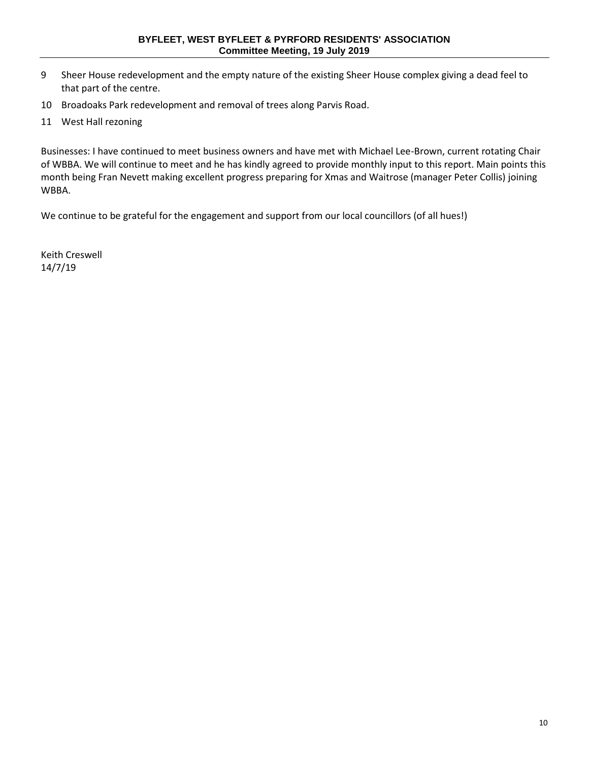9 Sheer House redevelopment and the empty nature of the existing Sheer House complex giving a dead feel to that part of the centre.

10 Broadoaks Park redevelopment and removal of trees along Parvis Road.

11 West Hall rezoning

Businesses: I have continued to meet business owners and have met with Michael Lee-Brown, current rotating Chair of WBBA. We will continue to meet and he has kindly agreed to provide monthly input to this report. Main points this month being Fran Nevett making excellent progress preparing for Xmas and Waitrose (manager Peter Collis) joining WBBA.

We continue to be grateful for the engagement and support from our local councillors (of all hues!)

Keith Creswell
14/7/19